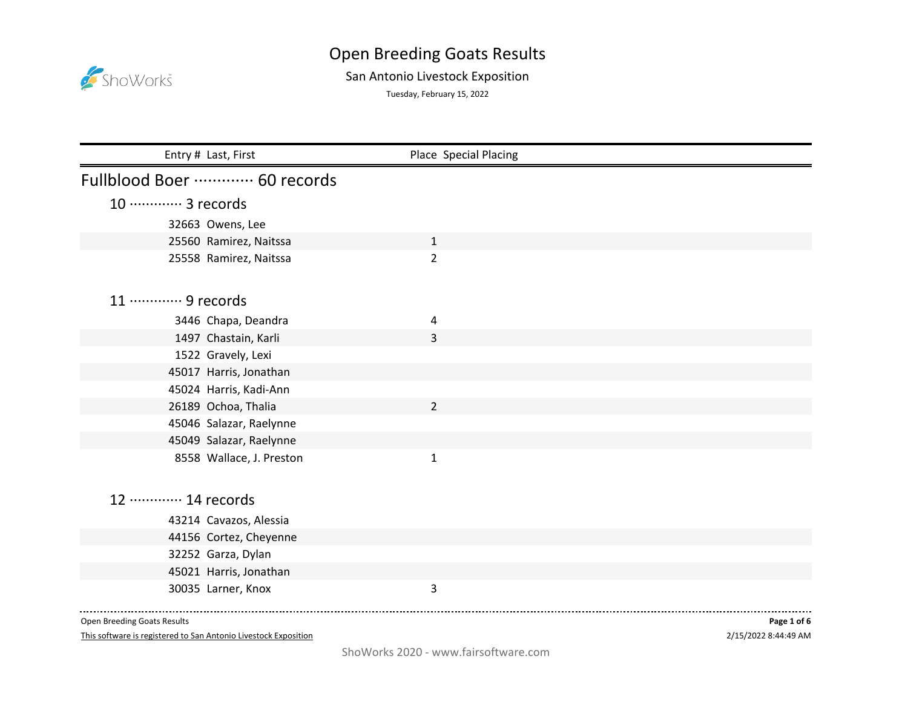# Open Breeding Goats Results

San Antonio Livestock Exposition

Tuesday, February 15, 2022

## Fullblood Boer ············· 60 records

### 10 ············· 3 records

| Entry # | Last, First | Place | Special Placing |
|---|---|---|---|
| 32663 | Owens, Lee | | |
| 25560 | Ramirez, Naitssa | 1 | |
| 25558 | Ramirez, Naitssa | 2 | |

### 11 ············· 9 records

| Entry # | Last, First | Place | Special Placing |
|---|---|---|---|
| 3446 | Chapa, Deandra | 4 | |
| 1497 | Chastain, Karli | 3 | |
| 1522 | Gravely, Lexi | | |
| 45017 | Harris, Jonathan | | |
| 45024 | Harris, Kadi-Ann | | |
| 26189 | Ochoa, Thalia | 2 | |
| 45046 | Salazar, Raelynne | | |
| 45049 | Salazar, Raelynne | | |
| 8558 | Wallace, J. Preston | 1 | |

### 12 ············· 14 records

| Entry # | Last, First | Place | Special Placing |
|---|---|---|---|
| 43214 | Cavazos, Alessia | | |
| 44156 | Cortez, Cheyenne | | |
| 32252 | Garza, Dylan | | |
| 45021 | Harris, Jonathan | | |
| 30035 | Larner, Knox | 3 | |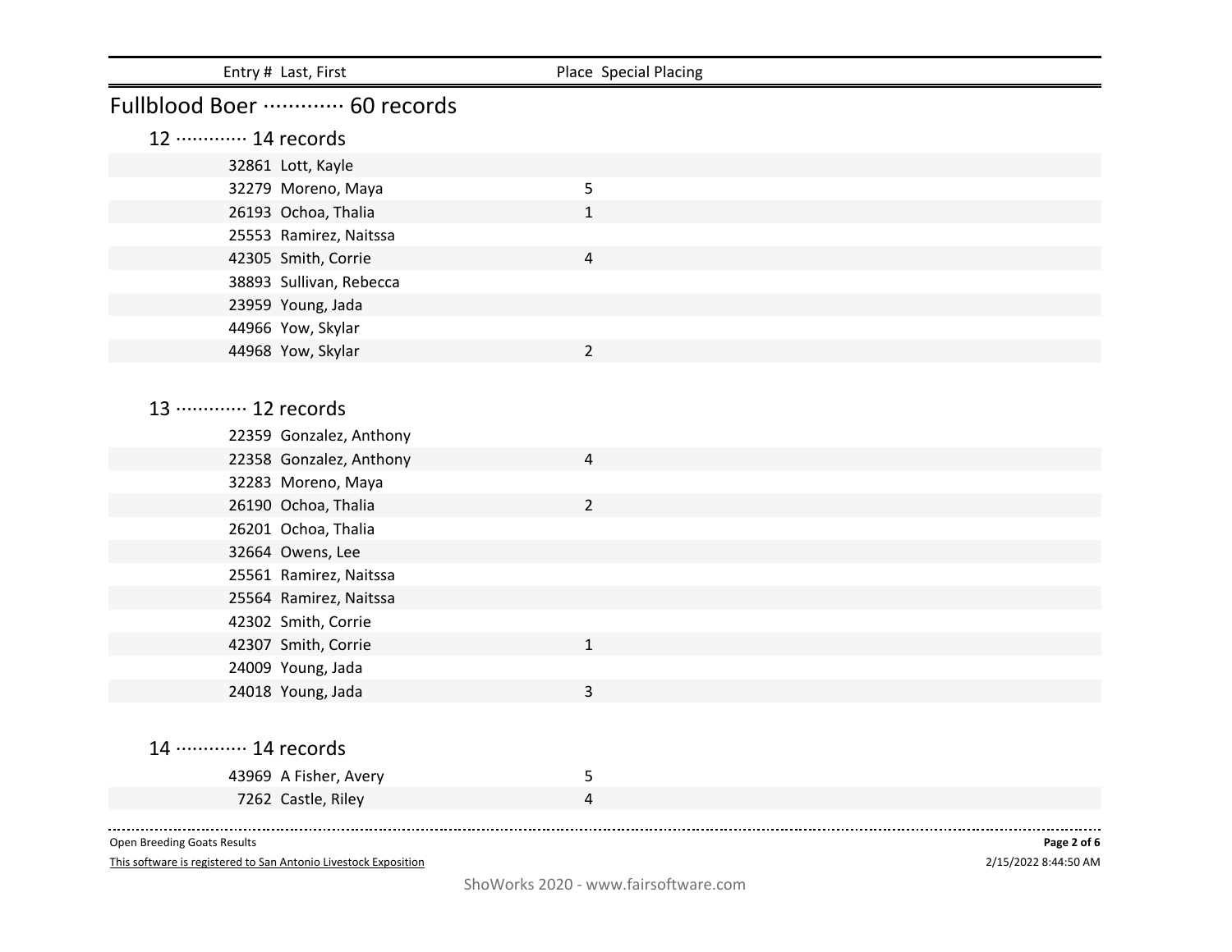| Entry # | Last, First | Place | Special Placing |
|---|---|---|---|

## Fullblood Boer ············· 60 records

### 12 ············· 14 records

| Entry # | Last, First | Place | Special Placing |
|---|---|---|---|
| 32861 | Lott, Kayle | | |
| 32279 | Moreno, Maya | 5 | |
| 26193 | Ochoa, Thalia | 1 | |
| 25553 | Ramirez, Naitssa | | |
| 42305 | Smith, Corrie | 4 | |
| 38893 | Sullivan, Rebecca | | |
| 23959 | Young, Jada | | |
| 44966 | Yow, Skylar | | |
| 44968 | Yow, Skylar | 2 | |

### 13 ············· 12 records

| Entry # | Last, First | Place | Special Placing |
|---|---|---|---|
| 22359 | Gonzalez, Anthony | | |
| 22358 | Gonzalez, Anthony | 4 | |
| 32283 | Moreno, Maya | | |
| 26190 | Ochoa, Thalia | 2 | |
| 26201 | Ochoa, Thalia | | |
| 32664 | Owens, Lee | | |
| 25561 | Ramirez, Naitssa | | |
| 25564 | Ramirez, Naitssa | | |
| 42302 | Smith, Corrie | | |
| 42307 | Smith, Corrie | 1 | |
| 24009 | Young, Jada | | |
| 24018 | Young, Jada | 3 | |

### 14 ············· 14 records

| Entry # | Last, First | Place | Special Placing |
|---|---|---|---|
| 43969 | A Fisher, Avery | 5 | |
| 7262 | Castle, Riley | 4 | |

Open Breeding Goats Results

This software is registered to San Antonio Livestock Exposition

2/15/2022 8:44:50 AM

ShoWorks 2020 - www.fairsoftware.com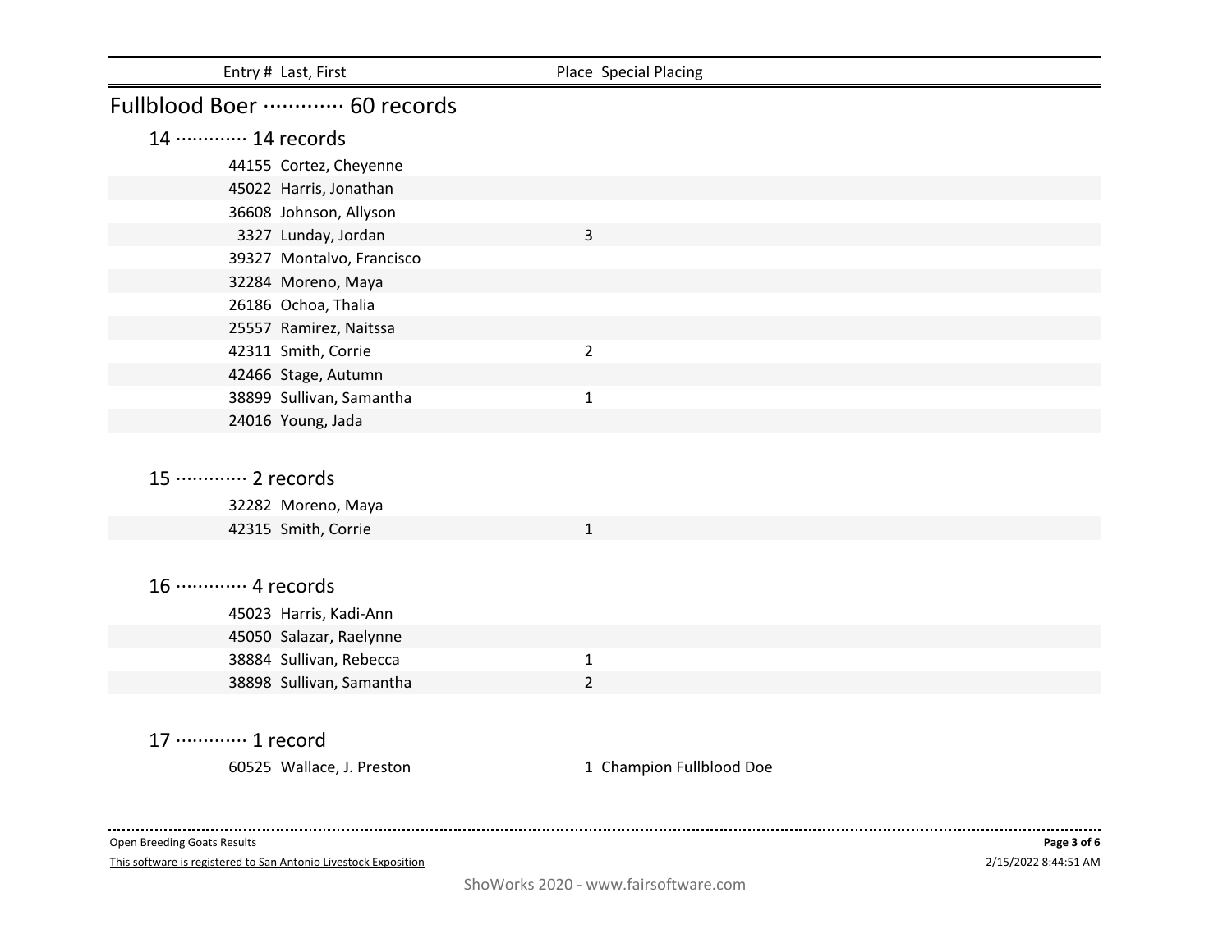| Entry # | Last, First | Place | Special Placing |
|---|---|---|---|

## Fullblood Boer ············· 60 records

### 14 ············· 14 records

| Entry # | Last, First | Place | Special Placing |
|---|---|---|---|
| 44155 | Cortez, Cheyenne | | |
| 45022 | Harris, Jonathan | | |
| 36608 | Johnson, Allyson | | |
| 3327 | Lunday, Jordan | 3 | |
| 39327 | Montalvo, Francisco | | |
| 32284 | Moreno, Maya | | |
| 26186 | Ochoa, Thalia | | |
| 25557 | Ramirez, Naitssa | | |
| 42311 | Smith, Corrie | 2 | |
| 42466 | Stage, Autumn | | |
| 38899 | Sullivan, Samantha | 1 | |
| 24016 | Young, Jada | | |

### 15 ············· 2 records

| Entry # | Last, First | Place | Special Placing |
|---|---|---|---|
| 32282 | Moreno, Maya | | |
| 42315 | Smith, Corrie | 1 | |

### 16 ············· 4 records

| Entry # | Last, First | Place | Special Placing |
|---|---|---|---|
| 45023 | Harris, Kadi-Ann | | |
| 45050 | Salazar, Raelynne | | |
| 38884 | Sullivan, Rebecca | 1 | |
| 38898 | Sullivan, Samantha | 2 | |

### 17 ············· 1 record

| Entry # | Last, First | Place | Special Placing |
|---|---|---|---|
| 60525 | Wallace, J. Preston | 1 | Champion Fullblood Doe |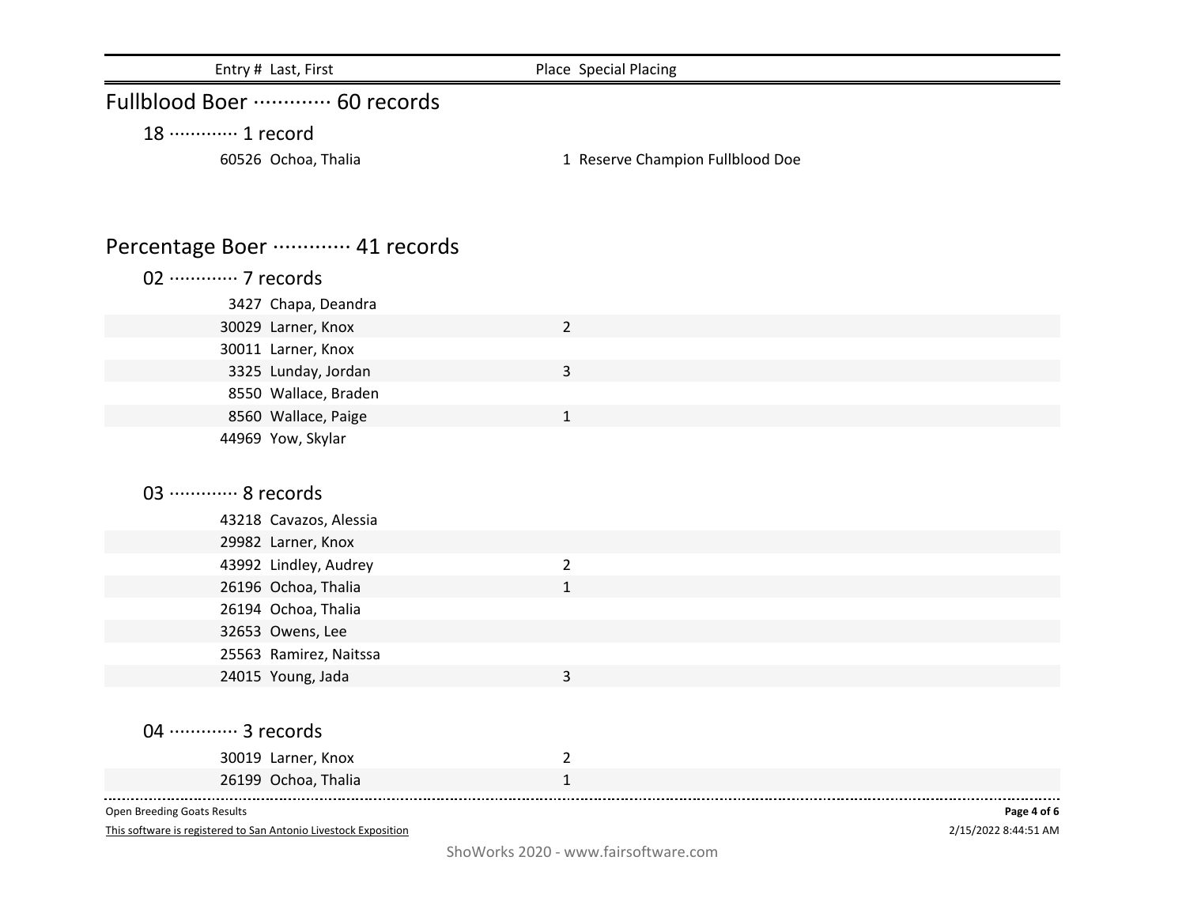| Entry # | Last, First | Place | Special Placing |
|---|---|---|---|

## Fullblood Boer ············· 60 records

### 18 ············· 1 record

| Entry # | Last, First | Place | Special Placing |
|---|---|---|---|
| 60526 | Ochoa, Thalia | 1 | Reserve Champion Fullblood Doe |

## Percentage Boer ············· 41 records

### 02 ············· 7 records

| Entry # | Last, First | Place | Special Placing |
|---|---|---|---|
| 3427 | Chapa, Deandra | | |
| 30029 | Larner, Knox | 2 | |
| 30011 | Larner, Knox | | |
| 3325 | Lunday, Jordan | 3 | |
| 8550 | Wallace, Braden | | |
| 8560 | Wallace, Paige | 1 | |
| 44969 | Yow, Skylar | | |

### 03 ············· 8 records

| Entry # | Last, First | Place | Special Placing |
|---|---|---|---|
| 43218 | Cavazos, Alessia | | |
| 29982 | Larner, Knox | | |
| 43992 | Lindley, Audrey | 2 | |
| 26196 | Ochoa, Thalia | 1 | |
| 26194 | Ochoa, Thalia | | |
| 32653 | Owens, Lee | | |
| 25563 | Ramirez, Naitssa | | |
| 24015 | Young, Jada | 3 | |

### 04 ············· 3 records

| Entry # | Last, First | Place | Special Placing |
|---|---|---|---|
| 30019 | Larner, Knox | 2 | |
| 26199 | Ochoa, Thalia | 1 | |

Open Breeding Goats Results

This software is registered to San Antonio Livestock Exposition

2/15/2022 8:44:51 AM

ShoWorks 2020 - www.fairsoftware.com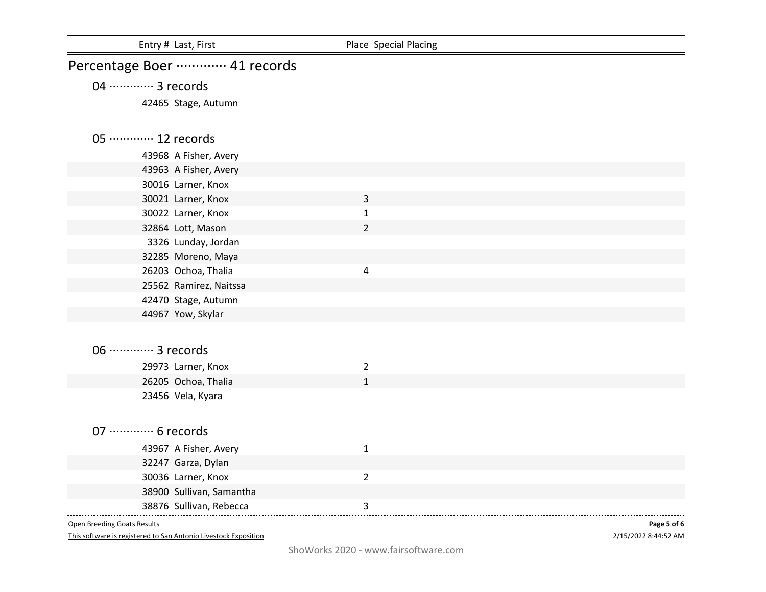| Entry # | Last, First | Place | Special Placing |
| --- | --- | --- | --- |

## Percentage Boer ············· 41 records

### 04 ············· 3 records

| Entry # | Last, First | Place | Special Placing |
| --- | --- | --- | --- |
| 42465 | Stage, Autumn | | |

### 05 ············· 12 records

| Entry # | Last, First | Place | Special Placing |
| --- | --- | --- | --- |
| 43968 | A Fisher, Avery | | |
| 43963 | A Fisher, Avery | | |
| 30016 | Larner, Knox | | |
| 30021 | Larner, Knox | 3 | |
| 30022 | Larner, Knox | 1 | |
| 32864 | Lott, Mason | 2 | |
| 3326 | Lunday, Jordan | | |
| 32285 | Moreno, Maya | | |
| 26203 | Ochoa, Thalia | 4 | |
| 25562 | Ramirez, Naitssa | | |
| 42470 | Stage, Autumn | | |
| 44967 | Yow, Skylar | | |

### 06 ············· 3 records

| Entry # | Last, First | Place | Special Placing |
| --- | --- | --- | --- |
| 29973 | Larner, Knox | 2 | |
| 26205 | Ochoa, Thalia | 1 | |
| 23456 | Vela, Kyara | | |

### 07 ············· 6 records

| Entry # | Last, First | Place | Special Placing |
| --- | --- | --- | --- |
| 43967 | A Fisher, Avery | 1 | |
| 32247 | Garza, Dylan | | |
| 30036 | Larner, Knox | 2 | |
| 38900 | Sullivan, Samantha | | |
| 38876 | Sullivan, Rebecca | 3 | |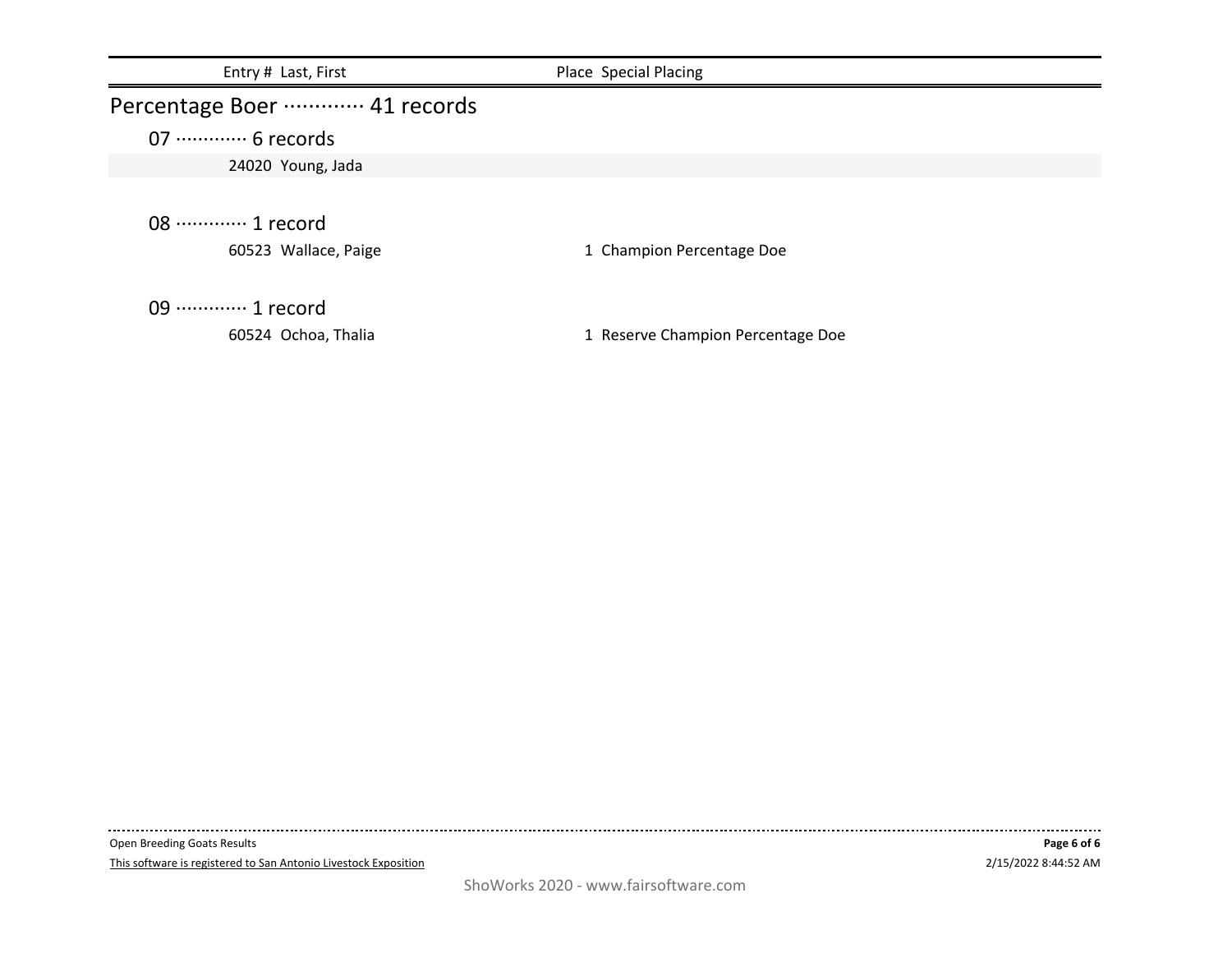| Entry # | Last, First | Place | Special Placing |
|---|---|---|---|

## Percentage Boer ············· 41 records

### 07 ············· 6 records

| | | | |
|---|---|---|---|
| 24020 | Young, Jada | | |

### 08 ············· 1 record

| | | | |
|---|---|---|---|
| 60523 | Wallace, Paige | 1 | Champion Percentage Doe |

### 09 ············· 1 record

| | | | |
|---|---|---|---|
| 60524 | Ochoa, Thalia | 1 | Reserve Champion Percentage Doe |